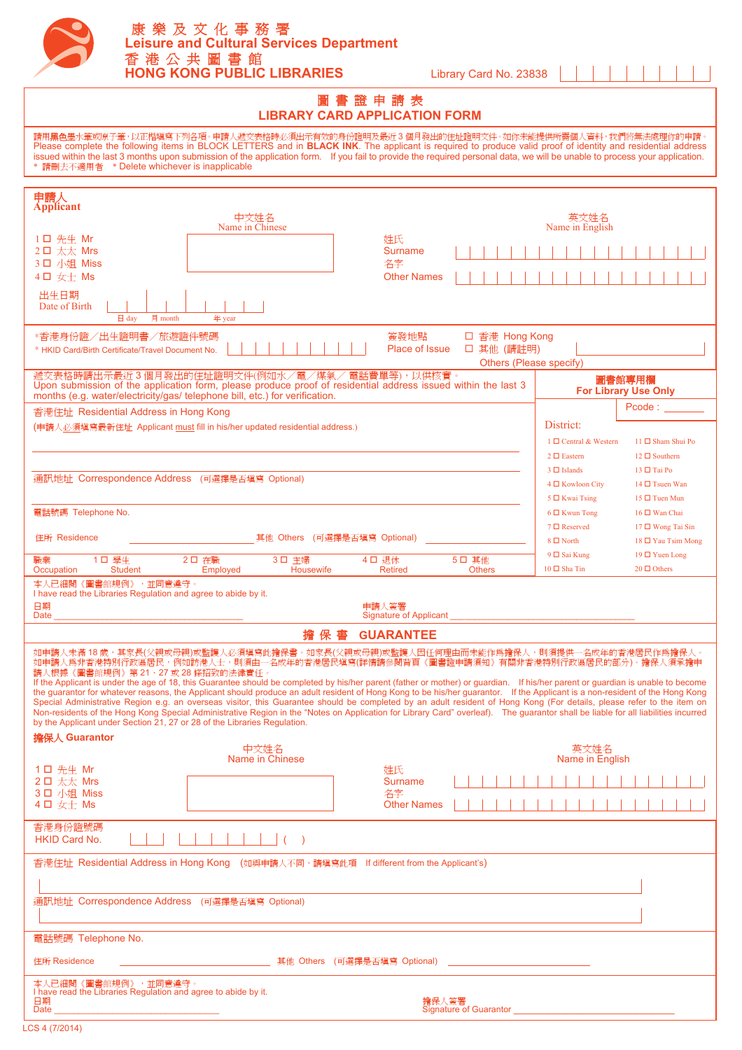康樂及文化事務署
Leisure and Cultural Services Department
香港公共圖書館
HONG KONG PUBLIC LIBRARIES

Library Card No. 23838

# 圖書證申請表
# LIBRARY CARD APPLICATION FORM

請用黑色墨水筆或原子筆，以正楷填寫下列各項。申請人遞交表格時必須出示有效的身份證明及最近 3 個月發出的住址證明文件。如你未能提供所需個人資料，我們將無法處理你的申請。
Please complete the following items in BLOCK LETTERS and in **BLACK INK**. The applicant is required to produce valid proof of identity and residential address issued within the last 3 months upon submission of the application form. If you fail to provide the required personal data, we will be unable to process your application.
* 請刪去不適用者 * Delete whichever is inapplicable

## 申請人 Applicant

1 ☐ 先生 Mr
2 ☐ 太太 Mrs
3 ☐ 小姐 Miss
4 ☐ 女士 Ms

中文姓名 Name in Chinese

英文姓名 Name in English
姓氏 Surname
名字 Other Names

出生日期 Date of Birth ___ 日 day ___ 月 month ___ 年 year

*香港身份證／出生證明書／旅遊證件號碼
* HKID Card/Birth Certificate/Travel Document No.

簽發地點 Place of Issue ☐ 香港 Hong Kong ☐ 其他 (請註明) Others (Please specify)

遞交表格時請出示最近 3 個月發出的住址證明文件(例如水／電／煤氣／電話費單等)，以供核實。
Upon submission of the application form, please produce proof of residential address issued within the last 3 months (e.g. water/electricity/gas/ telephone bill, etc.) for verification.

香港住址 Residential Address in Hong Kong
(申請人必須填寫最新住址 Applicant must fill in his/her updated residential address.)

通訊地址 Correspondence Address (可選擇是否填寫 Optional)

電話號碼 Telephone No.

住所 Residence ______ 其他 Others (可選擇是否填寫 Optional) ______

職業 Occupation: 1 ☐ 學生 Student 2 ☐ 在職 Employed 3 ☐ 主婦 Housewife 4 ☐ 退休 Retired 5 ☐ 其他 Others

**圖書館專用欄 For Library Use Only**

Pcode : ________

District:

| | |
|---|---|
| 1 ☐ Central & Western | 11 ☐ Sham Shui Po |
| 2 ☐ Eastern | 12 ☐ Southern |
| 3 ☐ Islands | 13 ☐ Tai Po |
| 4 ☐ Kowloon City | 14 ☐ Tsuen Wan |
| 5 ☐ Kwai Tsing | 15 ☐ Tuen Mun |
| 6 ☐ Kwun Tong | 16 ☐ Wan Chai |
| 7 ☐ Reserved | 17 ☐ Wong Tai Sin |
| 8 ☐ North | 18 ☐ Yau Tsim Mong |
| 9 ☐ Sai Kung | 19 ☐ Yuen Long |
| 10 ☐ Sha Tin | 20 ☐ Others |

本人已細閱《圖書館規例》，並同意遵守。
I have read the Libraries Regulation and agree to abide by it.

日期 Date ______________________ 申請人簽署 Signature of Applicant ______________________

## 擔保書 GUARANTEE

如申請人未滿 18 歲，其家長(父親或母親)或監護人必須填寫此擔保書。如家長(父親或母親)或監護人因任何理由而未能作爲擔保人，則須提供一名成年的香港居民作爲擔保人。如申請人爲非香港特別行政區居民，例如訪港人士，則須由一名成年的香港居民填寫(詳情請參閱背頁《圖書證申請須知》有關非香港特別行政區居民的部分)。擔保人須承擔申請人根據《圖書館規例》第 21、27 或 28 條招致的法律責任。
If the Applicant is under the age of 18, this Guarantee should be completed by his/her parent (father or mother) or guardian. If his/her parent or guardian is unable to become the guarantor for whatever reasons, the Applicant should produce an adult resident of Hong Kong to be his/her guarantor. If the Applicant is a non-resident of the Hong Kong Special Administrative Region e.g. an overseas visitor, this Guarantee should be completed by an adult resident of Hong Kong (For details, please refer to the item on Non-residents of the Hong Kong Special Administrative Region in the "Notes on Application for Library Card" overleaf). The guarantor shall be liable for all liabilities incurred by the Applicant under Section 21, 27 or 28 of the Libraries Regulation.

### 擔保人 Guarantor

1 ☐ 先生 Mr
2 ☐ 太太 Mrs
3 ☐ 小姐 Miss
4 ☐ 女士 Ms

中文姓名 Name in Chinese

英文姓名 Name in English
姓氏 Surname
名字 Other Names

香港身份證號碼 HKID Card No. ( )

香港住址 Residential Address in Hong Kong (如與申請人不同，請填寫此項 If different from the Applicant's)

通訊地址 Correspondence Address (可選擇是否填寫 Optional)

電話號碼 Telephone No.

住所 Residence ______ 其他 Others (可選擇是否填寫 Optional) ______

本人已細閱《圖書館規例》，並同意遵守。
I have read the Libraries Regulation and agree to abide by it.

日期 Date ______________________ 擔保人簽署 Signature of Guarantor ______________________

LCS 4 (7/2014)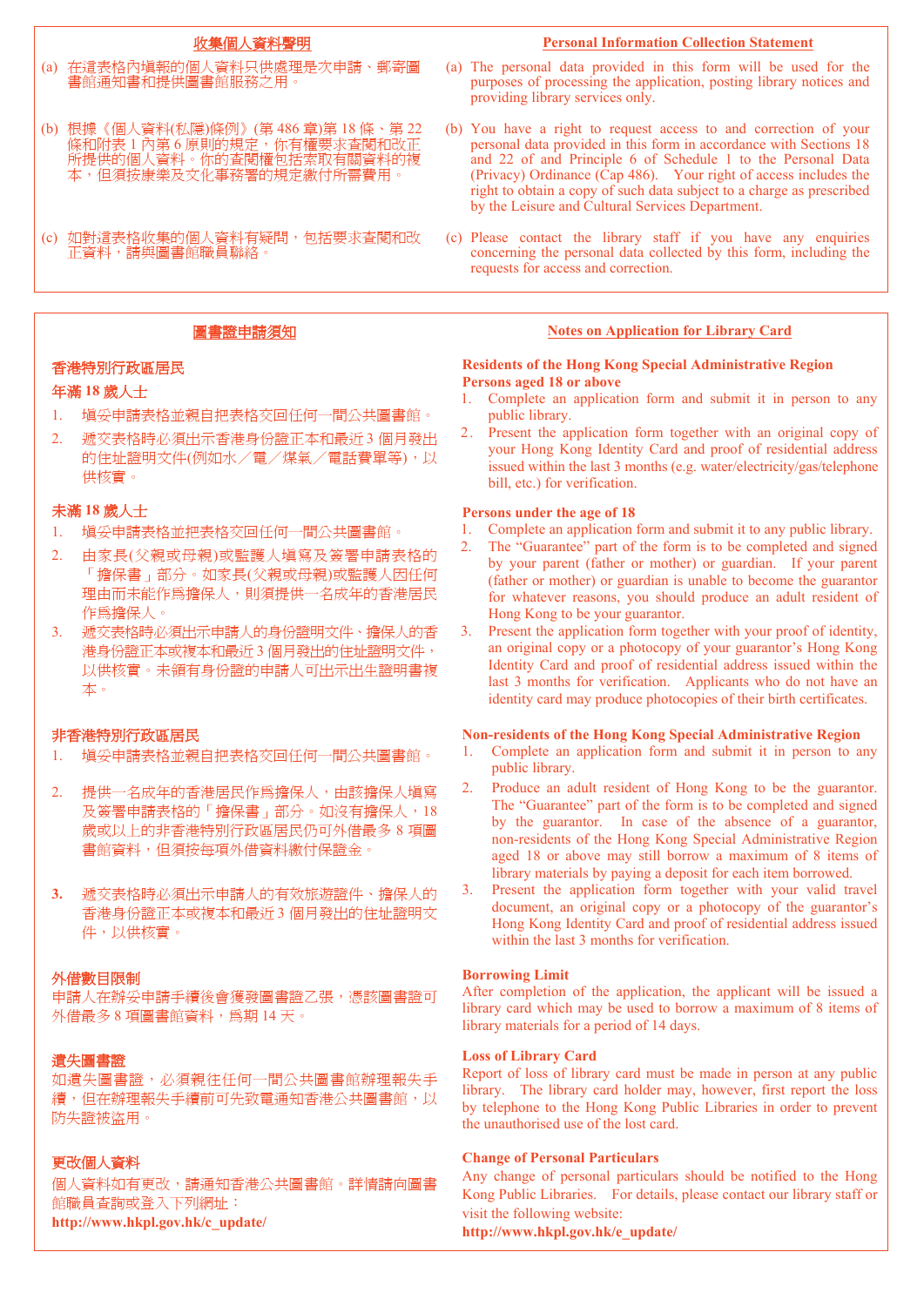## 收集個人資料聲明

(a) 在這表格內填報的個人資料只供處理是次申請、郵寄圖書館通知書和提供圖書館服務之用。

(b) 根據《個人資料(私隱)條例》(第 486 章)第 18 條、第 22 條和附表 1 內第 6 原則的規定，你有權要求查閱和改正所提供的個人資料。你的查閱權包括索取有關資料的複本，但須按康樂及文化事務署的規定繳付所需費用。

(c) 如對這表格收集的個人資料有疑問，包括要求查閱和改正資料，請與圖書館職員聯絡。

## Personal Information Collection Statement

(a) The personal data provided in this form will be used for the purposes of processing the application, posting library notices and providing library services only.

(b) You have a right to request access to and correction of your personal data provided in this form in accordance with Sections 18 and 22 of and Principle 6 of Schedule 1 to the Personal Data (Privacy) Ordinance (Cap 486). Your right of access includes the right to obtain a copy of such data subject to a charge as prescribed by the Leisure and Cultural Services Department.

(c) Please contact the library staff if you have any enquiries concerning the personal data collected by this form, including the requests for access and correction.

## 圖書證申請須知

### 香港特別行政區居民

#### 年滿 18 歲人士

1. 填妥申請表格並親自把表格交回任何一間公共圖書館。
2. 遞交表格時必須出示香港身份證正本和最近 3 個月發出的住址證明文件(例如水／電／煤氣／電話費單等)，以供核實。

#### 未滿 18 歲人士

1. 填妥申請表格並把表格交回任何一間公共圖書館。
2. 由家長(父親或母親)或監護人填寫及簽署申請表格的「擔保書」部分。如家長(父親或母親)或監護人因任何理由而未能作爲擔保人，則須提供一名成年的香港居民作爲擔保人。
3. 遞交表格時必須出示申請人的身份證明文件、擔保人的香港身份證正本或複本和最近 3 個月發出的住址證明文件，以供核實。未領有身份證的申請人可出示出生證明書複本。

### 非香港特別行政區居民

1. 填妥申請表格並親自把表格交回任何一間公共圖書館。
2. 提供一名成年的香港居民作爲擔保人，由該擔保人填寫及簽署申請表格的「擔保書」部分。如沒有擔保人，18 歲或以上的非香港特別行政區居民仍可外借最多 8 項圖書館資料，但須按每項外借資料繳付保證金。
3. 遞交表格時必須出示申請人的有效旅遊證件、擔保人的香港身份證正本或複本和最近 3 個月發出的住址證明文件，以供核實。

### 外借數目限制

申請人在辦妥申請手續後會獲發圖書證乙張，憑該圖書證可外借最多 8 項圖書館資料，爲期 14 天。

### 遺失圖書證

如遺失圖書證，必須親往任何一間公共圖書館辦理報失手續，但在辦理報失手續前可先致電通知香港公共圖書館，以防失證被盜用。

### 更改個人資料

個人資料如有更改，請通知香港公共圖書館。詳情請向圖書館職員查詢或登入下列網址：

**http://www.hkpl.gov.hk/c_update/**

## Notes on Application for Library Card

### Residents of the Hong Kong Special Administrative Region

#### Persons aged 18 or above

1. Complete an application form and submit it in person to any public library.
2. Present the application form together with an original copy of your Hong Kong Identity Card and proof of residential address issued within the last 3 months (e.g. water/electricity/gas/telephone bill, etc.) for verification.

#### Persons under the age of 18

1. Complete an application form and submit it to any public library.
2. The "Guarantee" part of the form is to be completed and signed by your parent (father or mother) or guardian. If your parent (father or mother) or guardian is unable to become the guarantor for whatever reasons, you should produce an adult resident of Hong Kong to be your guarantor.
3. Present the application form together with your proof of identity, an original copy or a photocopy of your guarantor's Hong Kong Identity Card and proof of residential address issued within the last 3 months for verification. Applicants who do not have an identity card may produce photocopies of their birth certificates.

### Non-residents of the Hong Kong Special Administrative Region

1. Complete an application form and submit it in person to any public library.
2. Produce an adult resident of Hong Kong to be the guarantor. The "Guarantee" part of the form is to be completed and signed by the guarantor. In case of the absence of a guarantor, non-residents of the Hong Kong Special Administrative Region aged 18 or above may still borrow a maximum of 8 items of library materials by paying a deposit for each item borrowed.
3. Present the application form together with your valid travel document, an original copy or a photocopy of the guarantor's Hong Kong Identity Card and proof of residential address issued within the last 3 months for verification.

### Borrowing Limit

After completion of the application, the applicant will be issued a library card which may be used to borrow a maximum of 8 items of library materials for a period of 14 days.

### Loss of Library Card

Report of loss of library card must be made in person at any public library. The library card holder may, however, first report the loss by telephone to the Hong Kong Public Libraries in order to prevent the unauthorised use of the lost card.

### Change of Personal Particulars

Any change of personal particulars should be notified to the Hong Kong Public Libraries. For details, please contact our library staff or visit the following website:

**http://www.hkpl.gov.hk/e_update/**